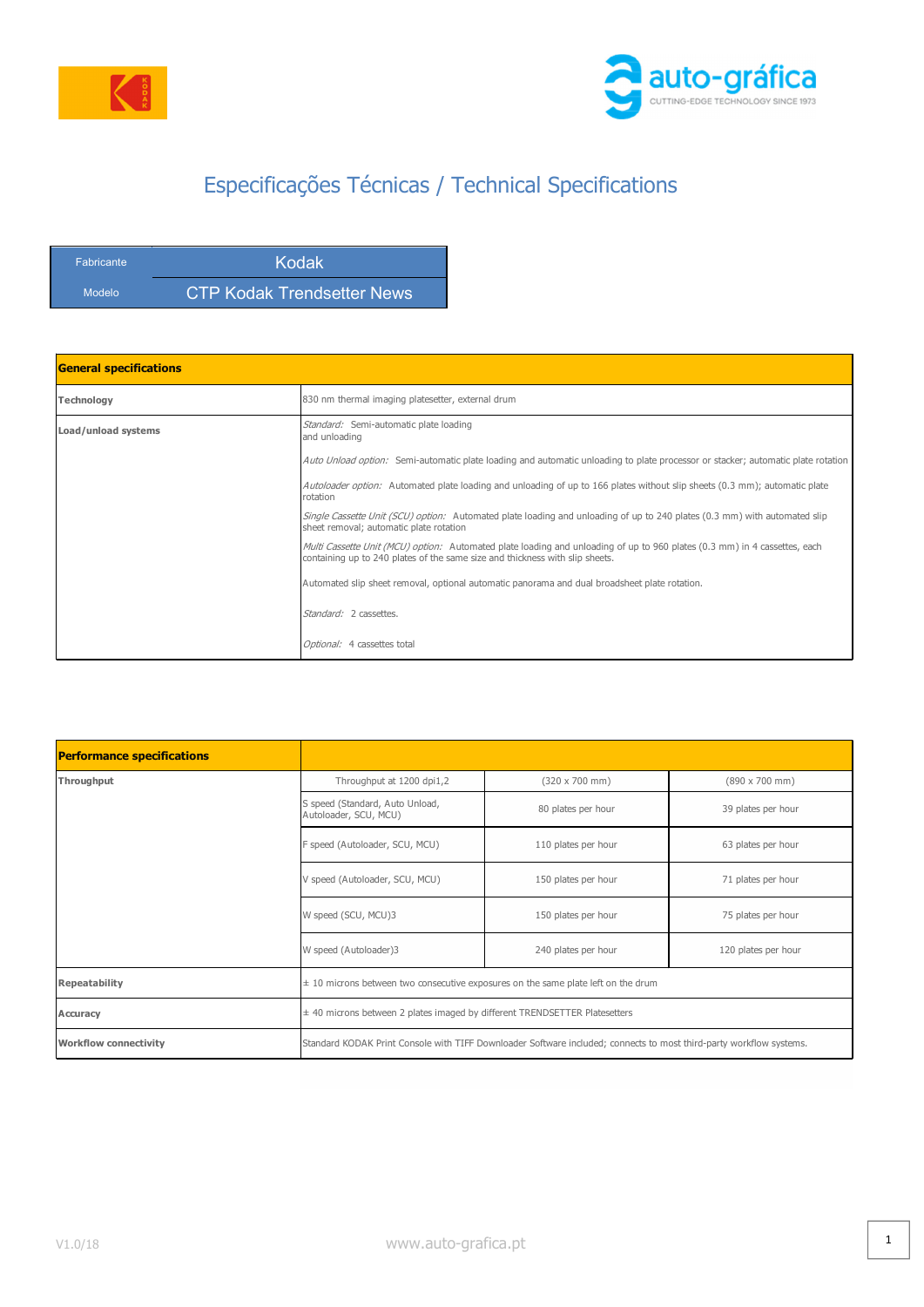# Especificações Técnicas / Technical Specifications

| Fabricante | Kodak |
|---|---|
| Modelo | CTP Kodak Trendsetter News |

| General specifications | |
|---|---|
| **Technology** | 830 nm thermal imaging platesetter, external drum |
| **Load/unload systems** | *Standard:* Semi-automatic plate loading and unloading<br><br>*Auto Unload option:* Semi-automatic plate loading and automatic unloading to plate processor or stacker; automatic plate rotation<br><br>*Autoloader option:* Automated plate loading and unloading of up to 166 plates without slip sheets (0.3 mm); automatic plate rotation<br><br>*Single Cassette Unit (SCU) option:* Automated plate loading and unloading of up to 240 plates (0.3 mm) with automated slip sheet removal; automatic plate rotation<br><br>*Multi Cassette Unit (MCU) option:* Automated plate loading and unloading of up to 960 plates (0.3 mm) in 4 cassettes, each containing up to 240 plates of the same size and thickness with slip sheets.<br><br>Automated slip sheet removal, optional automatic panorama and dual broadsheet plate rotation.<br><br>*Standard:* 2 cassettes.<br><br>*Optional:* 4 cassettes total |

| Performance specifications | | | |
|---|---|---|---|
| **Throughput** | Throughput at 1200 dpi1,2 | (320 x 700 mm) | (890 x 700 mm) |
| | S speed (Standard, Auto Unload, Autoloader, SCU, MCU) | 80 plates per hour | 39 plates per hour |
| | F speed (Autoloader, SCU, MCU) | 110 plates per hour | 63 plates per hour |
| | V speed (Autoloader, SCU, MCU) | 150 plates per hour | 71 plates per hour |
| | W speed (SCU, MCU)3 | 150 plates per hour | 75 plates per hour |
| | W speed (Autoloader)3 | 240 plates per hour | 120 plates per hour |
| **Repeatability** | ± 10 microns between two consecutive exposures on the same plate left on the drum | | |
| **Accuracy** | ± 40 microns between 2 plates imaged by different TRENDSETTER Platesetters | | |
| **Workflow connectivity** | Standard KODAK Print Console with TIFF Downloader Software included; connects to most third-party workflow systems. | | |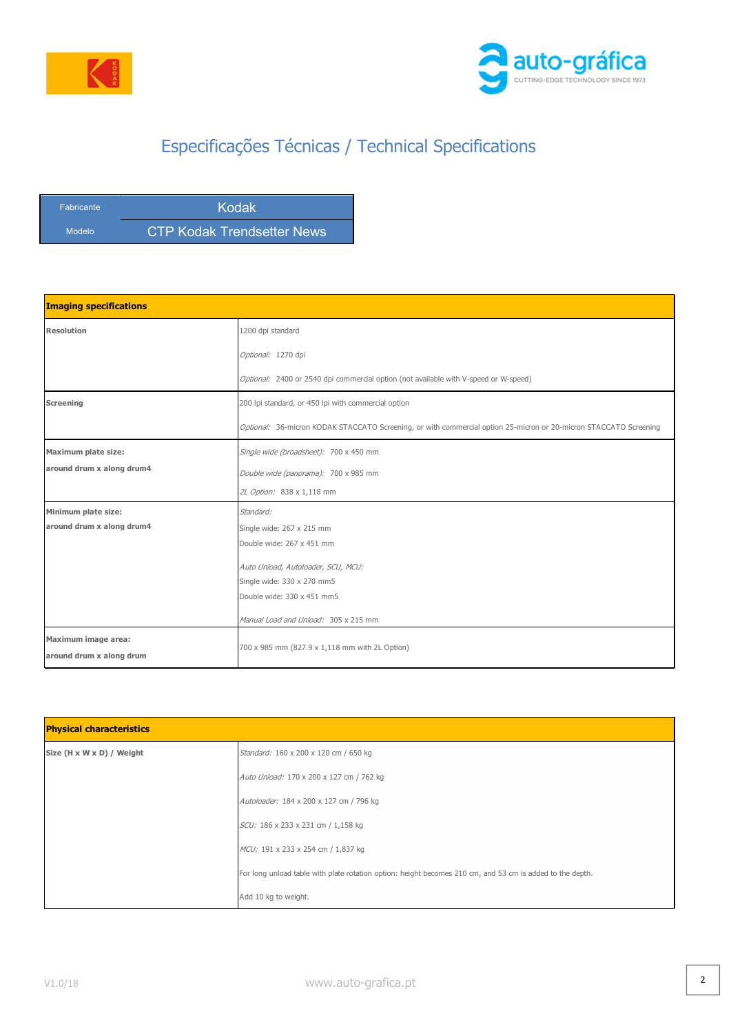# Especificações Técnicas / Technical Specifications

| Fabricante | Kodak |
|---|---|
| Modelo | CTP Kodak Trendsetter News |

| **Imaging specifications** | |
|---|---|
| **Resolution** | 1200 dpi standard<br>*Optional:* 1270 dpi<br>*Optional:* 2400 or 2540 dpi commercial option (not available with V-speed or W-speed) |
| **Screening** | 200 lpi standard, or 450 lpi with commercial option<br>*Optional:* 36-micron KODAK STACCATO Screening, or with commercial option 25-micron or 20-micron STACCATO Screening |
| **Maximum plate size:**<br>**around drum x along drum4** | *Single wide (broadsheet):* 700 x 450 mm<br>*Double wide (panorama):* 700 x 985 mm<br>*2L Option:* 838 x 1,118 mm |
| **Minimum plate size:**<br>**around drum x along drum4** | *Standard:*<br>Single wide: 267 x 215 mm<br>Double wide: 267 x 451 mm<br>*Auto Unload, Autoloader, SCU, MCU:*<br>Single wide: 330 x 270 mm5<br>Double wide: 330 x 451 mm5<br>*Manual Load and Unload:* 305 x 215 mm |
| **Maximum image area:**<br>**around drum x along drum** | 700 x 985 mm (827.9 x 1,118 mm with 2L Option) |

| **Physical characteristics** | |
|---|---|
| **Size (H x W x D) / Weight** | *Standard:* 160 x 200 x 120 cm / 650 kg<br>*Auto Unload:* 170 x 200 x 127 cm / 762 kg<br>*Autoloader:* 184 x 200 x 127 cm / 796 kg<br>*SCU:* 186 x 233 x 231 cm / 1,158 kg<br>*MCU:* 191 x 233 x 254 cm / 1,837 kg<br>For long unload table with plate rotation option: height becomes 210 cm, and 53 cm is added to the depth.<br>Add 10 kg to weight. |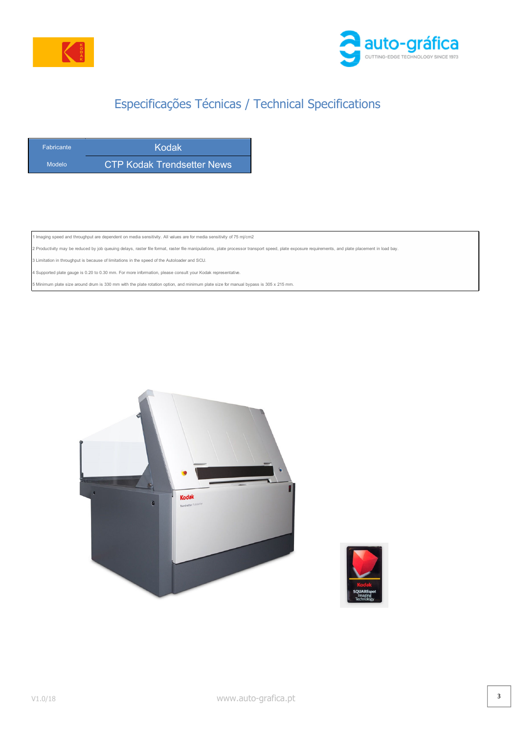# Especificações Técnicas / Technical Specifications

| | |
|---|---|
| Fabricante | Kodak |
| Modelo | CTP Kodak Trendsetter News |

1 Imaging speed and throughput are dependent on media sensitivity. All values are for media sensitivity of 75 mj/cm2

2 Productivity may be reduced by job queuing delays, raster file format, raster file manipulations, plate processor transport speed, plate exposure requirements, and plate placement in load bay.

3 Limitation in throughput is because of limitations in the speed of the Autoloader and SCU.

4 Supported plate gauge is 0.20 to 0.30 mm. For more information, please consult your Kodak representative.

5 Minimum plate size around drum is 330 mm with the plate rotation option, and minimum plate size for manual bypass is 305 x 215 mm.